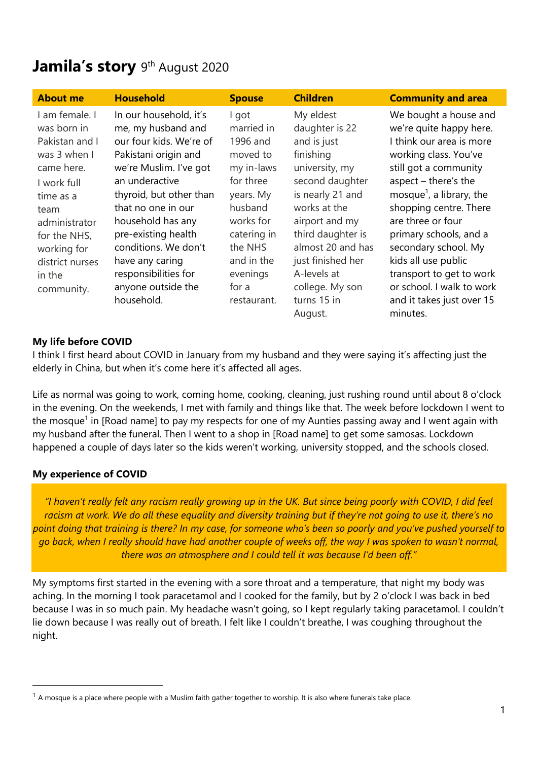# Jamila's story 9th August 2020

| About me | Household | Spouse | Children | Community and area |
|---|---|---|---|---|
| I am female. I was born in Pakistan and I was 3 when I came here. I work full time as a team administrator for the NHS, working for district nurses in the community. | In our household, it's me, my husband and our four kids. We're of Pakistani origin and we're Muslim. I've got an underactive thyroid, but other than that no one in our household has any pre-existing health conditions. We don't have any caring responsibilities for anyone outside the household. | I got married in 1996 and moved to my in-laws for three years. My husband works for catering in the NHS and in the evenings for a restaurant. | My eldest daughter is 22 and is just finishing university, my second daughter is nearly 21 and works at the airport and my third daughter is almost 20 and has just finished her A-levels at college. My son turns 15 in August. | We bought a house and we're quite happy here. I think our area is more working class. You've still got a community aspect – there's the mosque[1], a library, the shopping centre. There are three or four primary schools, and a secondary school. My kids all use public transport to get to work or school. I walk to work and it takes just over 15 minutes. |

**My life before COVID**

I think I first heard about COVID in January from my husband and they were saying it's affecting just the elderly in China, but when it's come here it's affected all ages.

Life as normal was going to work, coming home, cooking, cleaning, just rushing round until about 8 o'clock in the evening. On the weekends, I met with family and things like that. The week before lockdown I went to the mosque[1] in [Road name] to pay my respects for one of my Aunties passing away and I went again with my husband after the funeral. Then I went to a shop in [Road name] to get some samosas. Lockdown happened a couple of days later so the kids weren't working, university stopped, and the schools closed.

**My experience of COVID**

> *"I haven't really felt any racism really growing up in the UK. But since being poorly with COVID, I did feel racism at work. We do all these equality and diversity training but if they're not going to use it, there's no point doing that training is there? In my case, for someone who's been so poorly and you've pushed yourself to go back, when I really should have had another couple of weeks off, the way I was spoken to wasn't normal, there was an atmosphere and I could tell it was because I'd been off."*

My symptoms first started in the evening with a sore throat and a temperature, that night my body was aching. In the morning I took paracetamol and I cooked for the family, but by 2 o'clock I was back in bed because I was in so much pain. My headache wasn't going, so I kept regularly taking paracetamol. I couldn't lie down because I was really out of breath. I felt like I couldn't breathe, I was coughing throughout the night.

[1] A mosque is a place where people with a Muslim faith gather together to worship. It is also where funerals take place.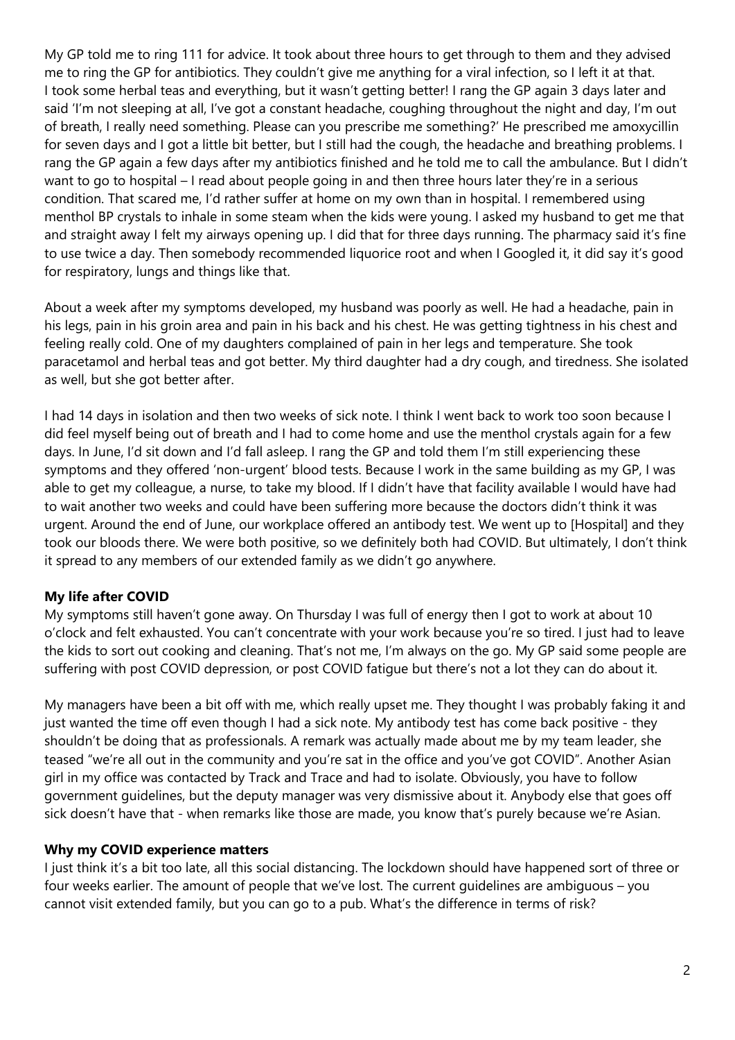My GP told me to ring 111 for advice. It took about three hours to get through to them and they advised me to ring the GP for antibiotics. They couldn't give me anything for a viral infection, so I left it at that. I took some herbal teas and everything, but it wasn't getting better! I rang the GP again 3 days later and said 'I'm not sleeping at all, I've got a constant headache, coughing throughout the night and day, I'm out of breath, I really need something. Please can you prescribe me something?' He prescribed me amoxycillin for seven days and I got a little bit better, but I still had the cough, the headache and breathing problems. I rang the GP again a few days after my antibiotics finished and he told me to call the ambulance. But I didn't want to go to hospital – I read about people going in and then three hours later they're in a serious condition. That scared me, I'd rather suffer at home on my own than in hospital. I remembered using menthol BP crystals to inhale in some steam when the kids were young. I asked my husband to get me that and straight away I felt my airways opening up. I did that for three days running. The pharmacy said it's fine to use twice a day. Then somebody recommended liquorice root and when I Googled it, it did say it's good for respiratory, lungs and things like that.

About a week after my symptoms developed, my husband was poorly as well. He had a headache, pain in his legs, pain in his groin area and pain in his back and his chest. He was getting tightness in his chest and feeling really cold. One of my daughters complained of pain in her legs and temperature. She took paracetamol and herbal teas and got better. My third daughter had a dry cough, and tiredness. She isolated as well, but she got better after.

I had 14 days in isolation and then two weeks of sick note. I think I went back to work too soon because I did feel myself being out of breath and I had to come home and use the menthol crystals again for a few days. In June, I'd sit down and I'd fall asleep. I rang the GP and told them I'm still experiencing these symptoms and they offered 'non-urgent' blood tests. Because I work in the same building as my GP, I was able to get my colleague, a nurse, to take my blood. If I didn't have that facility available I would have had to wait another two weeks and could have been suffering more because the doctors didn't think it was urgent. Around the end of June, our workplace offered an antibody test. We went up to [Hospital] and they took our bloods there. We were both positive, so we definitely both had COVID. But ultimately, I don't think it spread to any members of our extended family as we didn't go anywhere.

**My life after COVID**

My symptoms still haven't gone away. On Thursday I was full of energy then I got to work at about 10 o'clock and felt exhausted. You can't concentrate with your work because you're so tired. I just had to leave the kids to sort out cooking and cleaning. That's not me, I'm always on the go. My GP said some people are suffering with post COVID depression, or post COVID fatigue but there's not a lot they can do about it.

My managers have been a bit off with me, which really upset me. They thought I was probably faking it and just wanted the time off even though I had a sick note. My antibody test has come back positive - they shouldn't be doing that as professionals. A remark was actually made about me by my team leader, she teased "we're all out in the community and you're sat in the office and you've got COVID". Another Asian girl in my office was contacted by Track and Trace and had to isolate. Obviously, you have to follow government guidelines, but the deputy manager was very dismissive about it. Anybody else that goes off sick doesn't have that - when remarks like those are made, you know that's purely because we're Asian.

**Why my COVID experience matters**

I just think it's a bit too late, all this social distancing. The lockdown should have happened sort of three or four weeks earlier. The amount of people that we've lost. The current guidelines are ambiguous – you cannot visit extended family, but you can go to a pub. What's the difference in terms of risk?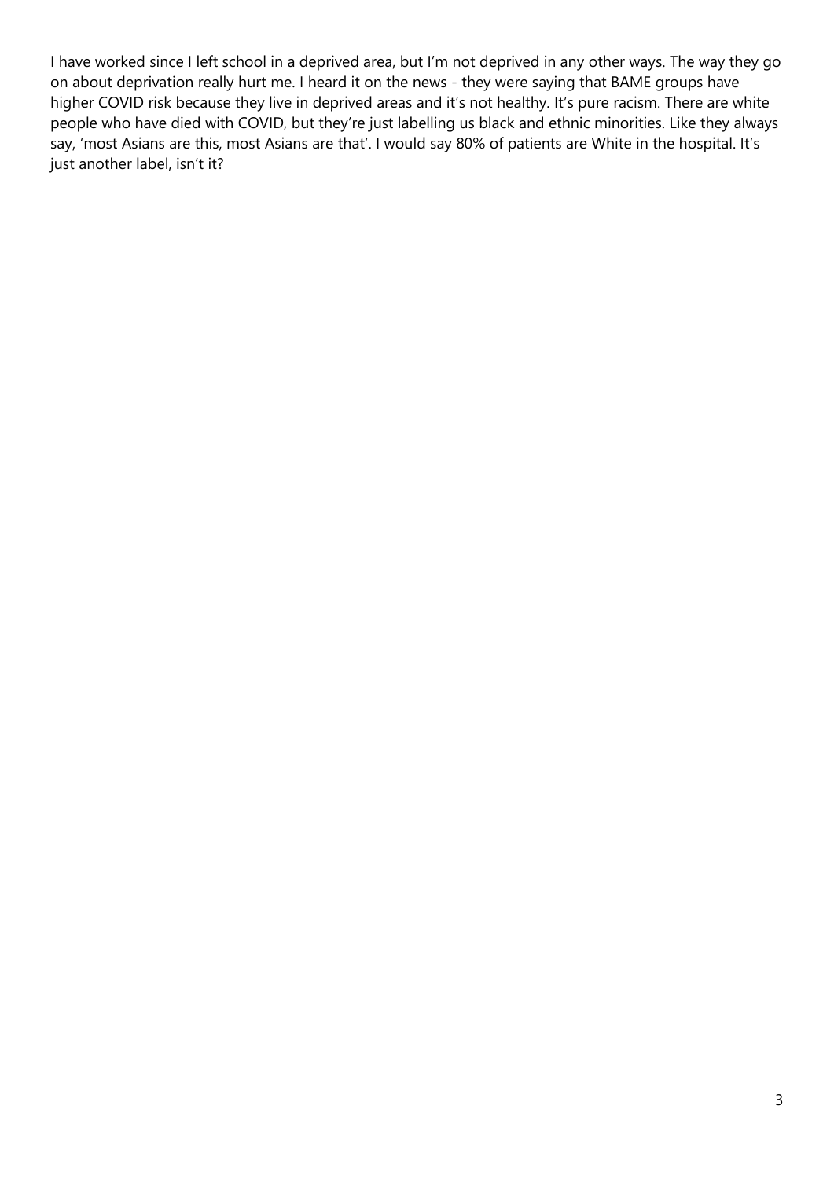I have worked since I left school in a deprived area, but I'm not deprived in any other ways. The way they go on about deprivation really hurt me. I heard it on the news - they were saying that BAME groups have higher COVID risk because they live in deprived areas and it's not healthy. It's pure racism. There are white people who have died with COVID, but they're just labelling us black and ethnic minorities. Like they always say, 'most Asians are this, most Asians are that'. I would say 80% of patients are White in the hospital. It's just another label, isn't it?